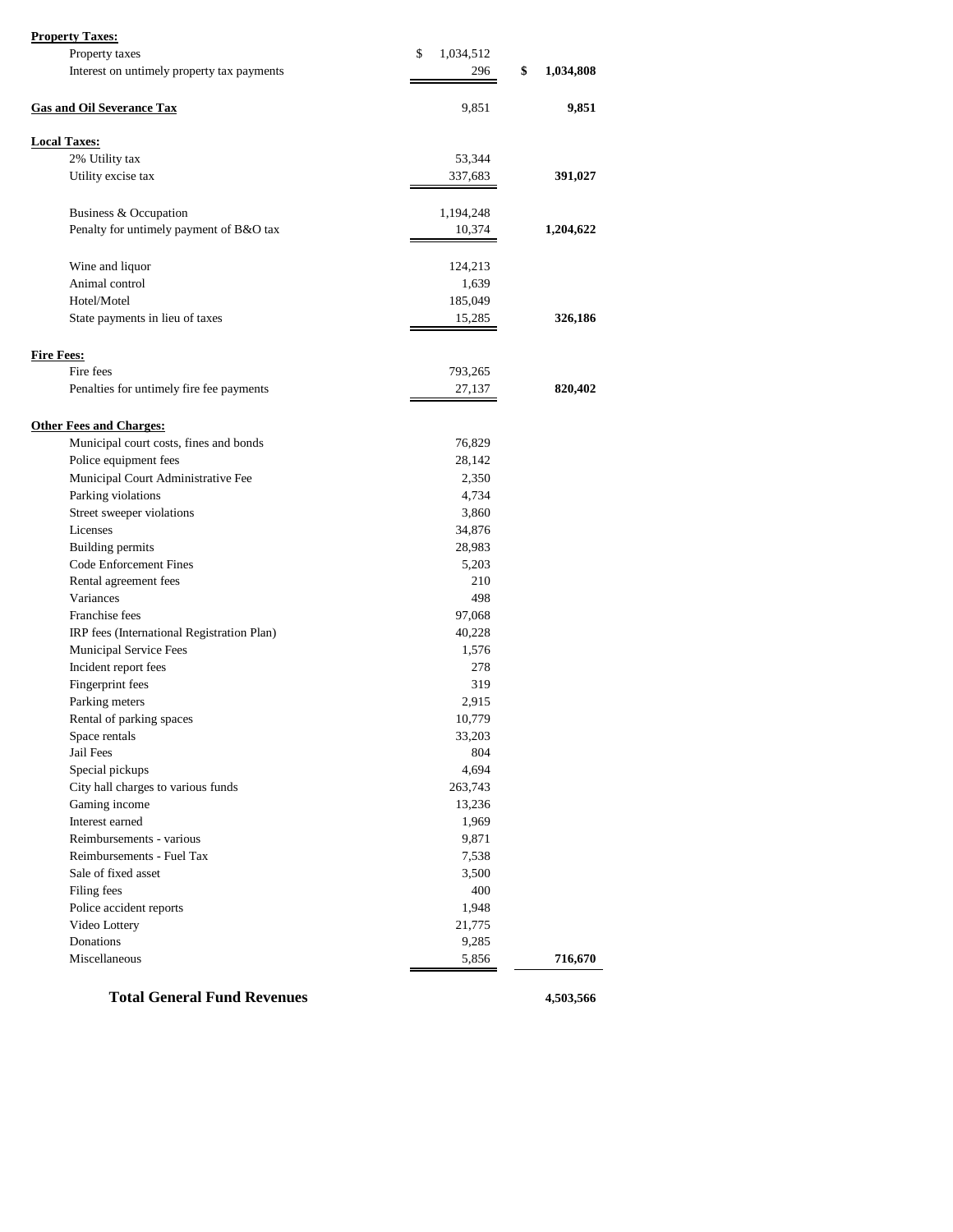| | | |
|---|---|---|
| **Property Taxes:** | | |
| Property taxes | $ 1,034,512 | |
| Interest on untimely property tax payments | 296 | $ **1,034,808** |
| **Gas and Oil Severance Tax** | 9,851 | **9,851** |
| **Local Taxes:** | | |
| 2% Utility tax | 53,344 | |
| Utility excise tax | 337,683 | **391,027** |
| Business & Occupation | 1,194,248 | |
| Penalty for untimely payment of B&O tax | 10,374 | **1,204,622** |
| Wine and liquor | 124,213 | |
| Animal control | 1,639 | |
| Hotel/Motel | 185,049 | |
| State payments in lieu of taxes | 15,285 | **326,186** |
| **Fire Fees:** | | |
| Fire fees | 793,265 | |
| Penalties for untimely fire fee payments | 27,137 | **820,402** |
| **Other Fees and Charges:** | | |
| Municipal court costs, fines and bonds | 76,829 | |
| Police equipment fees | 28,142 | |
| Municipal Court Administrative Fee | 2,350 | |
| Parking violations | 4,734 | |
| Street sweeper violations | 3,860 | |
| Licenses | 34,876 | |
| Building permits | 28,983 | |
| Code Enforcement Fines | 5,203 | |
| Rental agreement fees | 210 | |
| Variances | 498 | |
| Franchise fees | 97,068 | |
| IRP fees (International Registration Plan) | 40,228 | |
| Municipal Service Fees | 1,576 | |
| Incident report fees | 278 | |
| Fingerprint fees | 319 | |
| Parking meters | 2,915 | |
| Rental of parking spaces | 10,779 | |
| Space rentals | 33,203 | |
| Jail Fees | 804 | |
| Special pickups | 4,694 | |
| City hall charges to various funds | 263,743 | |
| Gaming income | 13,236 | |
| Interest earned | 1,969 | |
| Reimbursements - various | 9,871 | |
| Reimbursements - Fuel Tax | 7,538 | |
| Sale of fixed asset | 3,500 | |
| Filing fees | 400 | |
| Police accident reports | 1,948 | |
| Video Lottery | 21,775 | |
| Donations | 9,285 | |
| Miscellaneous | 5,856 | **716,670** |
| **Total General Fund Revenues** | | **4,503,566** |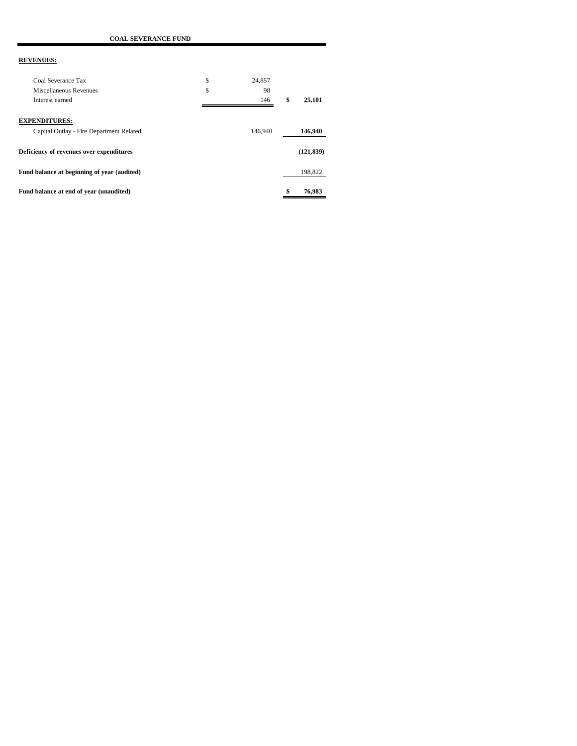**COAL SEVERANCE FUND**

| | | |
|---|---|---|
| **REVENUES:** | | |
| Coal Severance Tax | $ 24,857 | |
| Miscellaneous Revenues | $ 98 | |
| Interest earned | 146 | **$ 25,101** |
| **EXPENDITURES:** | | |
| Capital Outlay - Fire Department Related | 146,940 | **146,940** |
| **Deficiency of revenues over expenditures** | | **(121,839)** |
| **Fund balance at beginning of year (audited)** | | 198,822 |
| **Fund balance at end of year (unaudited)** | | **$ 76,983** |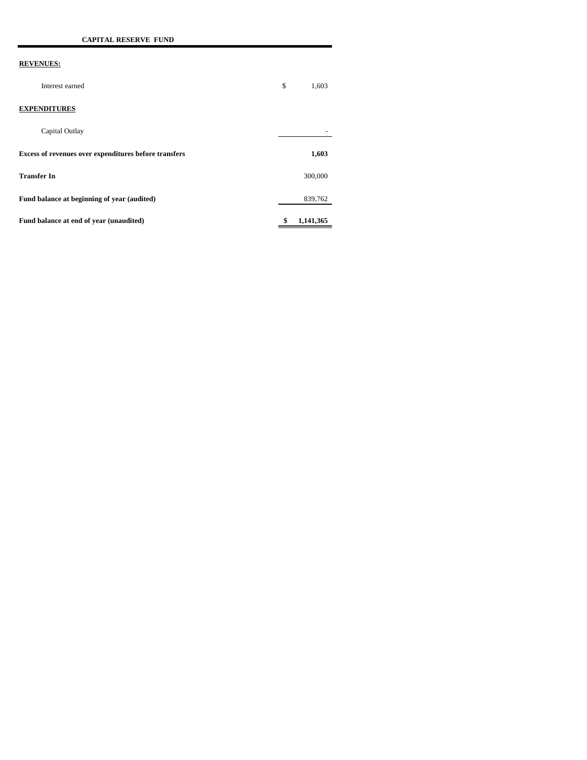## CAPITAL RESERVE FUND

| | |
|---|---|
| **REVENUES:** | |
| Interest earned | $ 1,603 |
| **EXPENDITURES** | |
| Capital Outlay | - |
| **Excess of revenues over expenditures before transfers** | **1,603** |
| **Transfer In** | 300,000 |
| **Fund balance at beginning of year (audited)** | 839,762 |
| **Fund balance at end of year (unaudited)** | **$ 1,141,365** |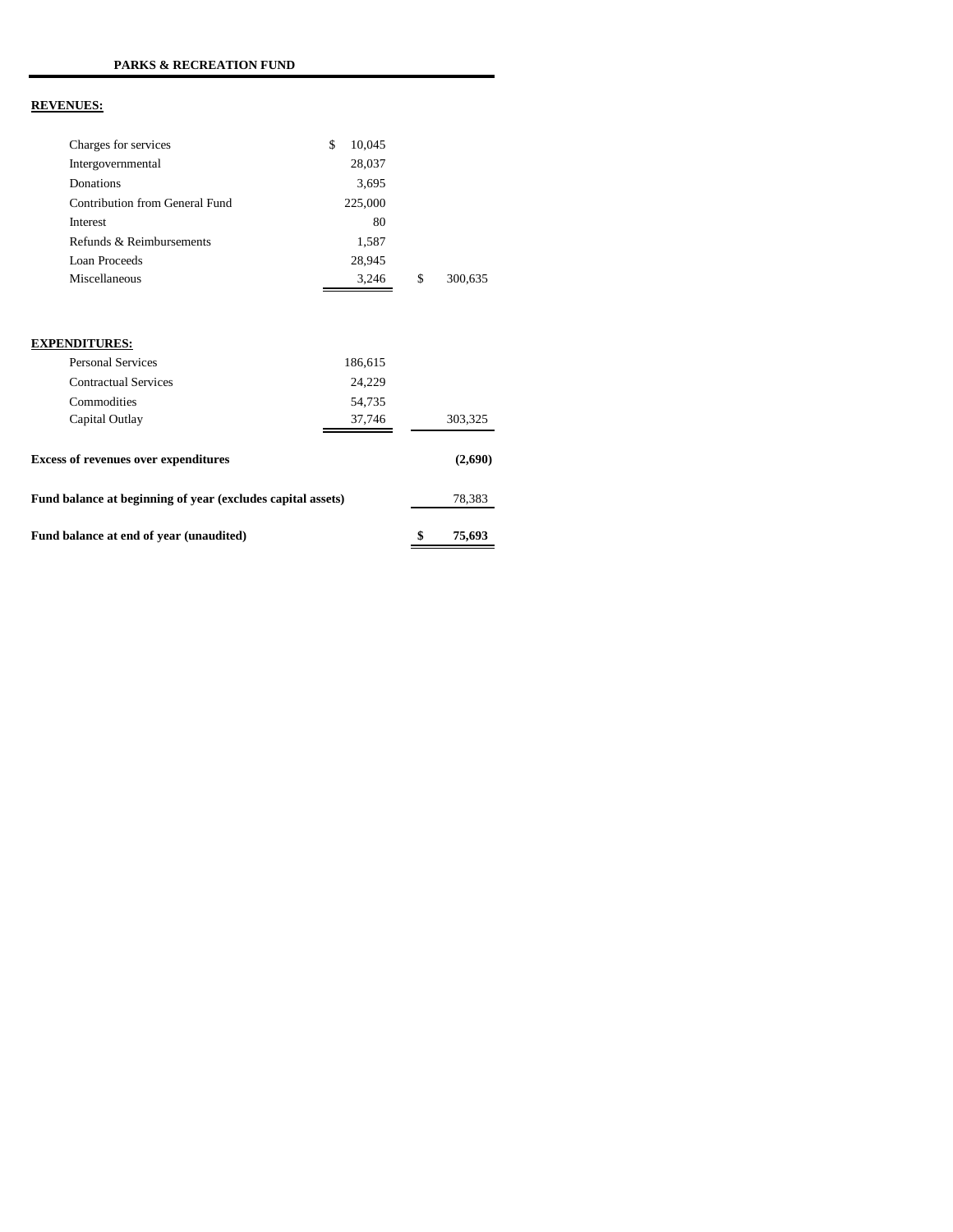## PARKS & RECREATION FUND

**REVENUES:**

| | | |
|---|---|---|
| Charges for services | $ 10,045 | |
| Intergovernmental | 28,037 | |
| Donations | 3,695 | |
| Contribution from General Fund | 225,000 | |
| Interest | 80 | |
| Refunds & Reimbursements | 1,587 | |
| Loan Proceeds | 28,945 | |
| Miscellaneous | 3,246 | $ 300,635 |

**EXPENDITURES:**

| | | |
|---|---|---|
| Personal Services | 186,615 | |
| Contractual Services | 24,229 | |
| Commodities | 54,735 | |
| Capital Outlay | 37,746 | 303,325 |
| **Excess of revenues over expenditures** | | **(2,690)** |
| **Fund balance at beginning of year (excludes capital assets)** | | 78,383 |
| **Fund balance at end of year (unaudited)** | | **$ 75,693** |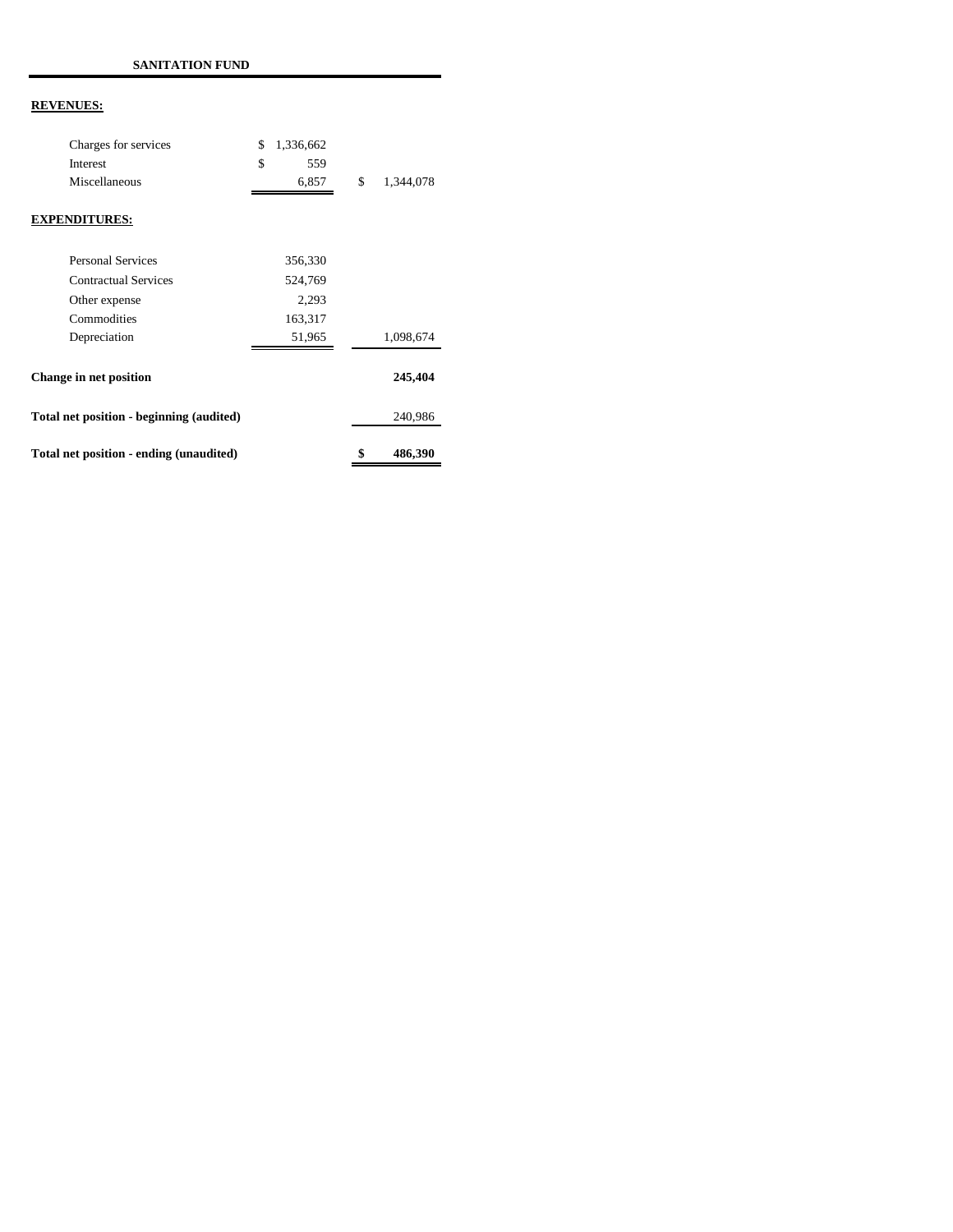**SANITATION FUND**

| | | |
|---|---|---|
| **REVENUES:** | | |
| Charges for services | $ 1,336,662 | |
| Interest | $ 559 | |
| Miscellaneous | 6,857 | $ 1,344,078 |
| **EXPENDITURES:** | | |
| Personal Services | 356,330 | |
| Contractual Services | 524,769 | |
| Other expense | 2,293 | |
| Commodities | 163,317 | |
| Depreciation | 51,965 | 1,098,674 |
| **Change in net position** | | **245,404** |
| **Total net position - beginning (audited)** | | 240,986 |
| **Total net position - ending (unaudited)** | | **$ 486,390** |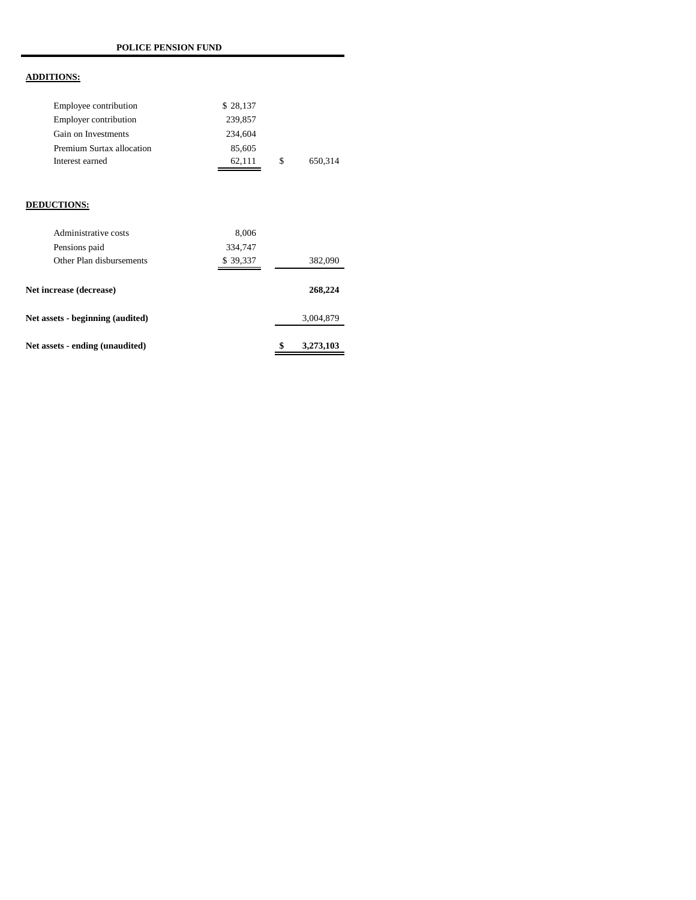**POLICE PENSION FUND**

| | | |
|---|---|---|
| **ADDITIONS:** | | |
| Employee contribution | $ 28,137 | |
| Employer contribution | 239,857 | |
| Gain on Investments | 234,604 | |
| Premium Surtax allocation | 85,605 | |
| Interest earned | 62,111 | $ 650,314 |
| **DEDUCTIONS:** | | |
| Administrative costs | 8,006 | |
| Pensions paid | 334,747 | |
| Other Plan disbursements | $ 39,337 | 382,090 |
| **Net increase (decrease)** | | **268,224** |
| **Net assets - beginning (audited)** | | 3,004,879 |
| **Net assets - ending (unaudited)** | | **$ 3,273,103** |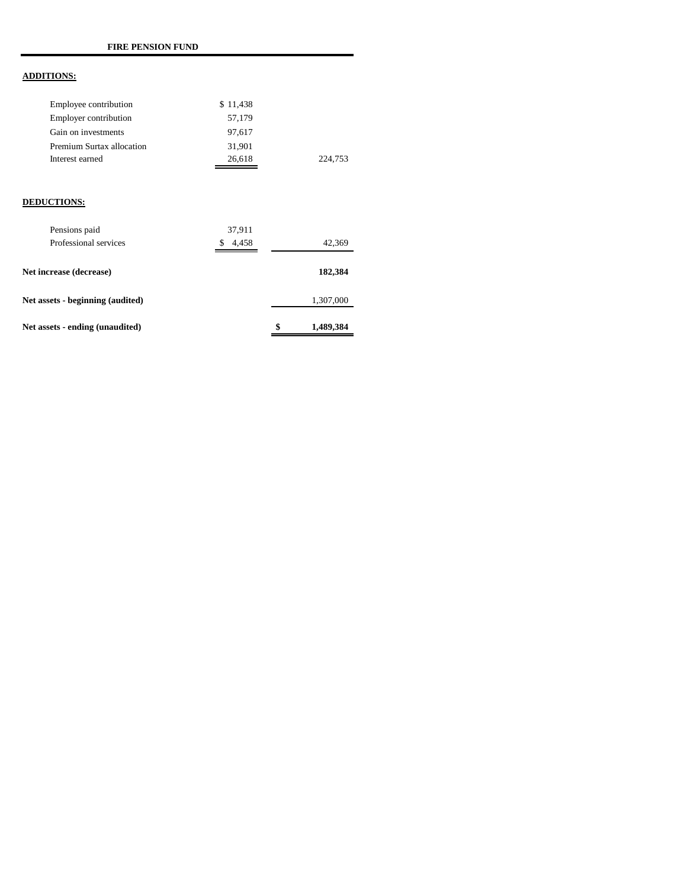**FIRE PENSION FUND**

| | | |
|---|---|---|
| **ADDITIONS:** | | |
| Employee contribution | $ 11,438 | |
| Employer contribution | 57,179 | |
| Gain on investments | 97,617 | |
| Premium Surtax allocation | 31,901 | |
| Interest earned | 26,618 | 224,753 |
| **DEDUCTIONS:** | | |
| Pensions paid | 37,911 | |
| Professional services | $ 4,458 | 42,369 |
| **Net increase (decrease)** | | **182,384** |
| **Net assets - beginning (audited)** | | 1,307,000 |
| **Net assets - ending (unaudited)** | | **$ 1,489,384** |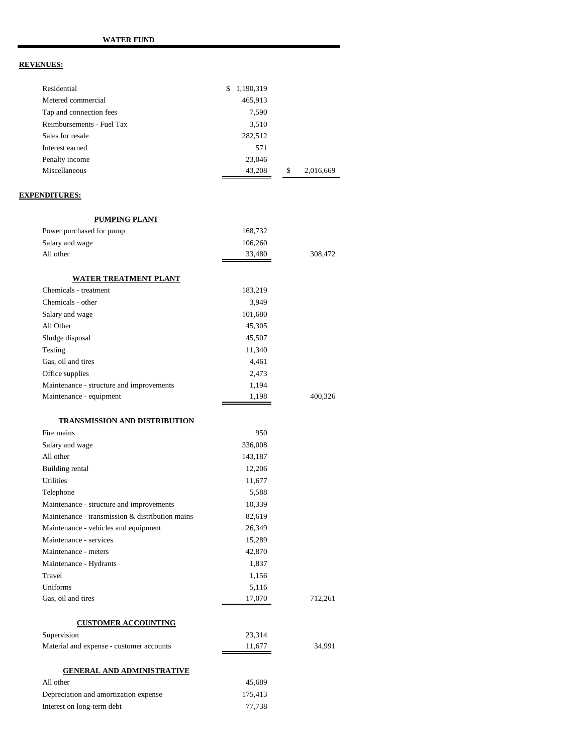**WATER FUND**

**REVENUES:**

| | | |
|---|---|---|
| Residential | $ 1,190,319 | |
| Metered commercial | 465,913 | |
| Tap and connection fees | 7,590 | |
| Reimbursements - Fuel Tax | 3,510 | |
| Sales for resale | 282,512 | |
| Interest earned | 571 | |
| Penalty income | 23,046 | |
| Miscellaneous | 43,208 | $ 2,016,669 |

**EXPENDITURES:**

| | | |
|---|---|---|
| **PUMPING PLANT** | | |
| Power purchased for pump | 168,732 | |
| Salary and wage | 106,260 | |
| All other | 33,480 | 308,472 |
| **WATER TREATMENT PLANT** | | |
| Chemicals - treatment | 183,219 | |
| Chemicals - other | 3,949 | |
| Salary and wage | 101,680 | |
| All Other | 45,305 | |
| Sludge disposal | 45,507 | |
| Testing | 11,340 | |
| Gas, oil and tires | 4,461 | |
| Office supplies | 2,473 | |
| Maintenance - structure and improvements | 1,194 | |
| Maintenance - equipment | 1,198 | 400,326 |
| **TRANSMISSION AND DISTRIBUTION** | | |
| Fire mains | 950 | |
| Salary and wage | 336,008 | |
| All other | 143,187 | |
| Building rental | 12,206 | |
| Utilities | 11,677 | |
| Telephone | 5,588 | |
| Maintenance - structure and improvements | 10,339 | |
| Maintenance - transmission & distribution mains | 82,619 | |
| Maintenance - vehicles and equipment | 26,349 | |
| Maintenance - services | 15,289 | |
| Maintenance - meters | 42,870 | |
| Maintenance - Hydrants | 1,837 | |
| Travel | 1,156 | |
| Uniforms | 5,116 | |
| Gas, oil and tires | 17,070 | 712,261 |
| **CUSTOMER ACCOUNTING** | | |
| Supervision | 23,314 | |
| Material and expense - customer accounts | 11,677 | 34,991 |
| **GENERAL AND ADMINISTRATIVE** | | |
| All other | 45,689 | |
| Depreciation and amortization expense | 175,413 | |
| Interest on long-term debt | 77,738 | |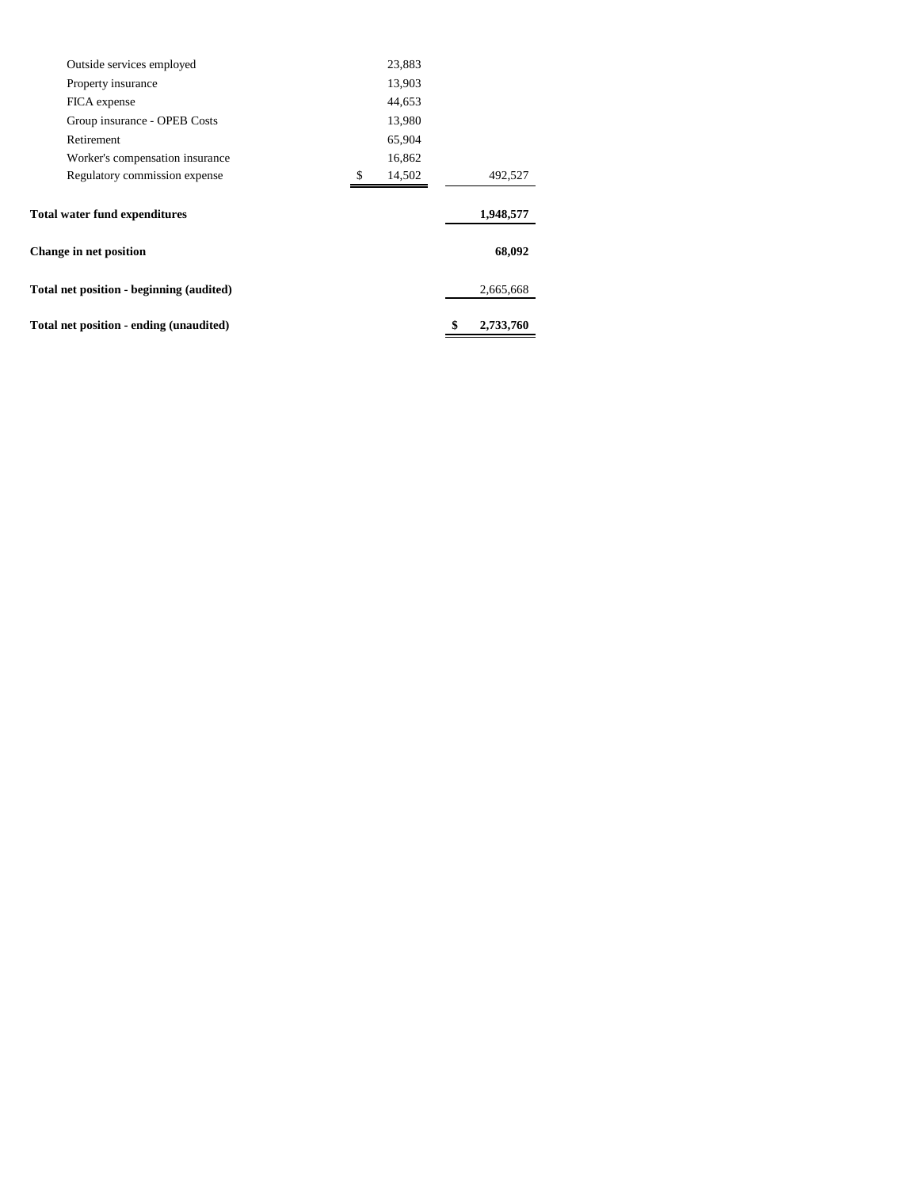| | | |
|---|---|---|
| Outside services employed | 23,883 | |
| Property insurance | 13,903 | |
| FICA expense | 44,653 | |
| Group insurance - OPEB Costs | 13,980 | |
| Retirement | 65,904 | |
| Worker's compensation insurance | 16,862 | |
| Regulatory commission expense | $ 14,502 | 492,527 |
| **Total water fund expenditures** | | **1,948,577** |
| **Change in net position** | | **68,092** |
| **Total net position - beginning (audited)** | | 2,665,668 |
| **Total net position - ending (unaudited)** | | **$ 2,733,760** |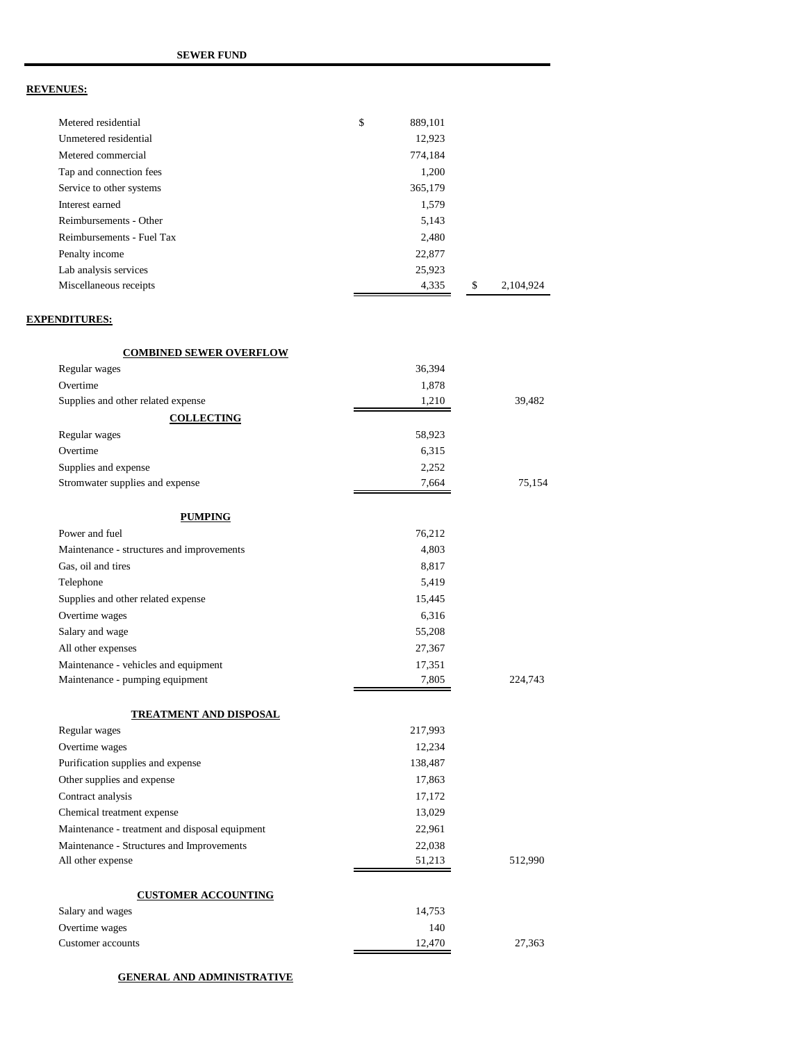**SEWER FUND**

**REVENUES:**

| | | |
|---|---|---|
| Metered residential | $ 889,101 | |
| Unmetered residential | 12,923 | |
| Metered commercial | 774,184 | |
| Tap and connection fees | 1,200 | |
| Service to other systems | 365,179 | |
| Interest earned | 1,579 | |
| Reimbursements - Other | 5,143 | |
| Reimbursements - Fuel Tax | 2,480 | |
| Penalty income | 22,877 | |
| Lab analysis services | 25,923 | |
| Miscellaneous receipts | 4,335 | $ 2,104,924 |

**EXPENDITURES:**

| | | |
|---|---|---|
| **COMBINED SEWER OVERFLOW** | | |
| Regular wages | 36,394 | |
| Overtime | 1,878 | |
| Supplies and other related expense | 1,210 | 39,482 |
| **COLLECTING** | | |
| Regular wages | 58,923 | |
| Overtime | 6,315 | |
| Supplies and expense | 2,252 | |
| Stromwater supplies and expense | 7,664 | 75,154 |
| **PUMPING** | | |
| Power and fuel | 76,212 | |
| Maintenance - structures and improvements | 4,803 | |
| Gas, oil and tires | 8,817 | |
| Telephone | 5,419 | |
| Supplies and other related expense | 15,445 | |
| Overtime wages | 6,316 | |
| Salary and wage | 55,208 | |
| All other expenses | 27,367 | |
| Maintenance - vehicles and equipment | 17,351 | |
| Maintenance - pumping equipment | 7,805 | 224,743 |
| **TREATMENT AND DISPOSAL** | | |
| Regular wages | 217,993 | |
| Overtime wages | 12,234 | |
| Purification supplies and expense | 138,487 | |
| Other supplies and expense | 17,863 | |
| Contract analysis | 17,172 | |
| Chemical treatment expense | 13,029 | |
| Maintenance - treatment and disposal equipment | 22,961 | |
| Maintenance - Structures and Improvements | 22,038 | |
| All other expense | 51,213 | 512,990 |
| **CUSTOMER ACCOUNTING** | | |
| Salary and wages | 14,753 | |
| Overtime wages | 140 | |
| Customer accounts | 12,470 | 27,363 |

**GENERAL AND ADMINISTRATIVE**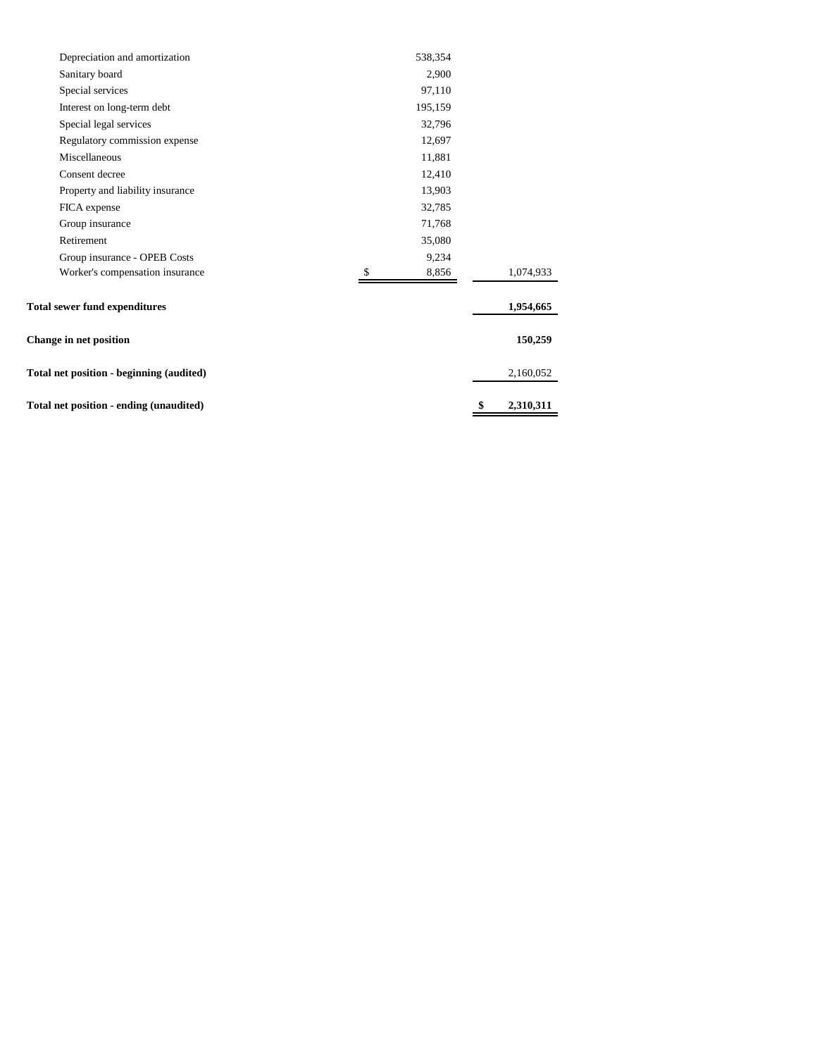| | | |
|---|---|---|
| Depreciation and amortization | 538,354 | |
| Sanitary board | 2,900 | |
| Special services | 97,110 | |
| Interest on long-term debt | 195,159 | |
| Special legal services | 32,796 | |
| Regulatory commission expense | 12,697 | |
| Miscellaneous | 11,881 | |
| Consent decree | 12,410 | |
| Property and liability insurance | 13,903 | |
| FICA expense | 32,785 | |
| Group insurance | 71,768 | |
| Retirement | 35,080 | |
| Group insurance - OPEB Costs | 9,234 | |
| Worker's compensation insurance | $ 8,856 | 1,074,933 |
| **Total sewer fund expenditures** | | **1,954,665** |
| **Change in net position** | | **150,259** |
| **Total net position - beginning (audited)** | | 2,160,052 |
| **Total net position - ending (unaudited)** | | **$ 2,310,311** |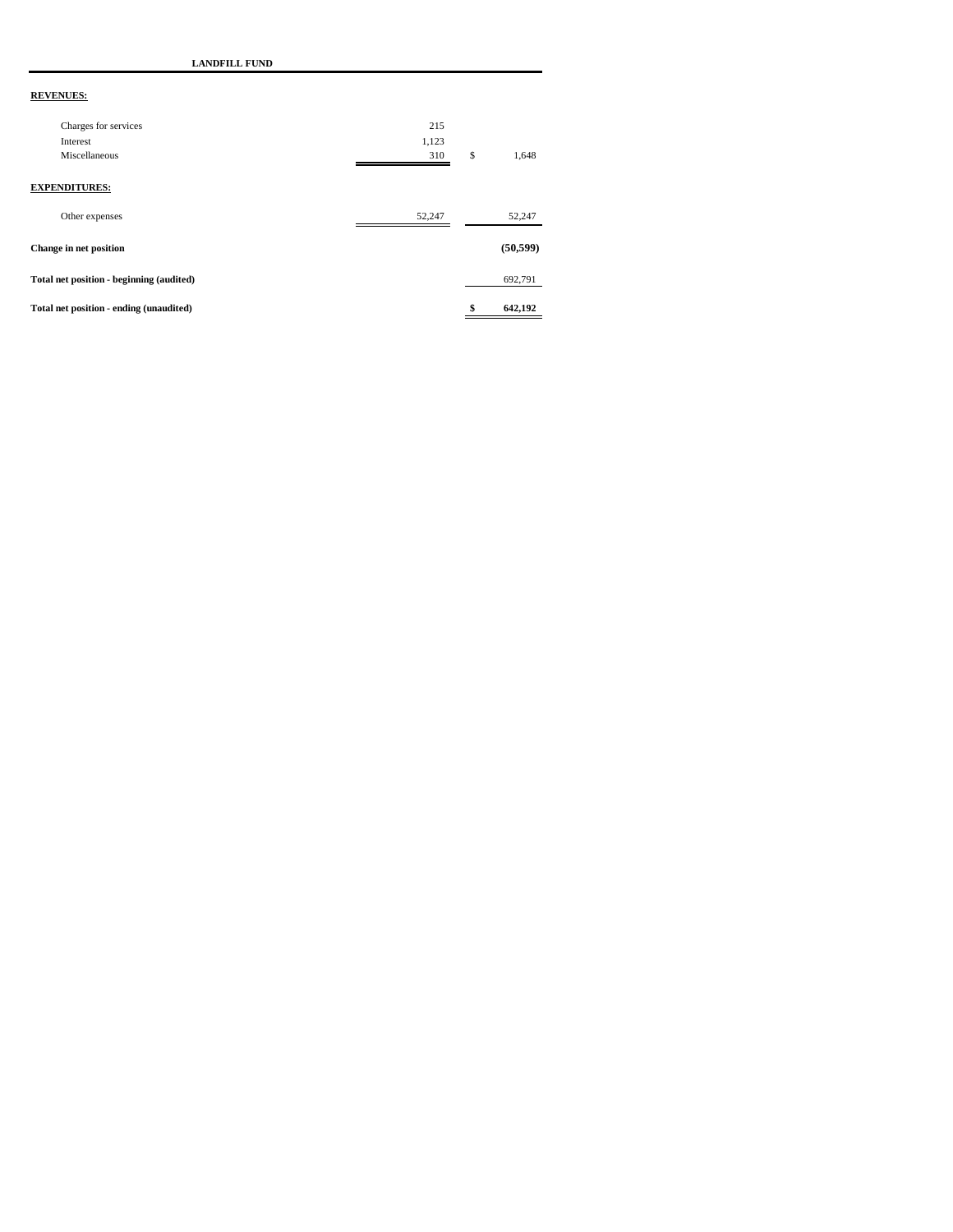**LANDFILL FUND**

| | | |
|---|---|---|
| **REVENUES:** | | |
| Charges for services | 215 | |
| Interest | 1,123 | |
| Miscellaneous | 310 | $ 1,648 |
| **EXPENDITURES:** | | |
| Other expenses | 52,247 | 52,247 |
| **Change in net position** | | **(50,599)** |
| **Total net position - beginning (audited)** | | 692,791 |
| **Total net position - ending (unaudited)** | | **$ 642,192** |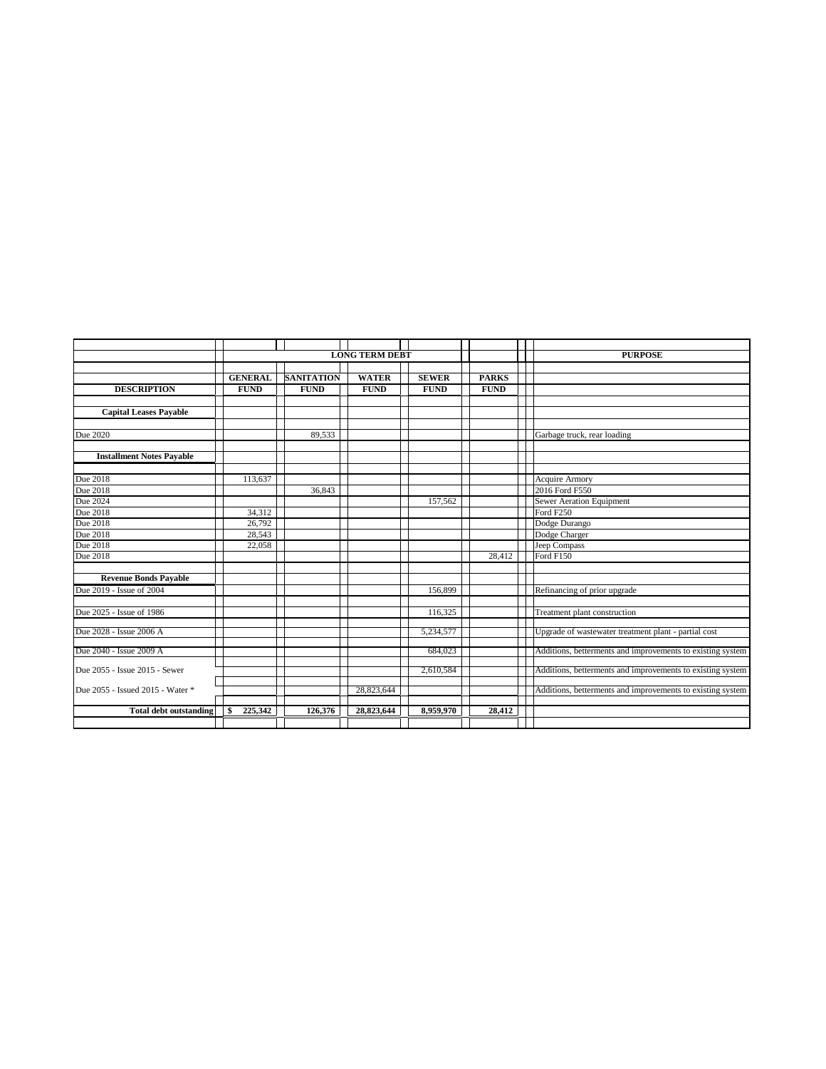| DESCRIPTION | GENERAL FUND | SANITATION FUND | WATER FUND | SEWER FUND | PARKS FUND | PURPOSE |
|---|---|---|---|---|---|---|
| | LONG TERM DEBT | | | | | |
| **Capital Leases Payable** | | | | | | |
| Due 2020 | | 89,533 | | | | Garbage truck, rear loading |
| **Installment Notes Payable** | | | | | | |
| Due 2018 | 113,637 | | | | | Acquire Armory |
| Due 2018 | | 36,843 | | | | 2016 Ford F550 |
| Due 2024 | | | | 157,562 | | Sewer Aeration Equipment |
| Due 2018 | 34,312 | | | | | Ford F250 |
| Due 2018 | 26,792 | | | | | Dodge Durango |
| Due 2018 | 28,543 | | | | | Dodge Charger |
| Due 2018 | 22,058 | | | | | Jeep Compass |
| Due 2018 | | | | | 28,412 | Ford F150 |
| **Revenue Bonds Payable** | | | | | | |
| Due 2019 - Issue of 2004 | | | | 156,899 | | Refinancing of prior upgrade |
| Due 2025 - Issue of 1986 | | | | 116,325 | | Treatment plant construction |
| Due 2028 - Issue 2006 A | | | | 5,234,577 | | Upgrade of wastewater treatment plant - partial cost |
| Due 2040 - Issue 2009 A | | | | 684,023 | | Additions, betterments and improvements to existing system |
| Due 2055 - Issue 2015 - Sewer | | | | 2,610,584 | | Additions, betterments and improvements to existing system |
| Due 2055 - Issued 2015 - Water * | | | 28,823,644 | | | Additions, betterments and improvements to existing system |
| **Total debt outstanding** | **$ 225,342** | **126,376** | **28,823,644** | **8,959,970** | **28,412** | |